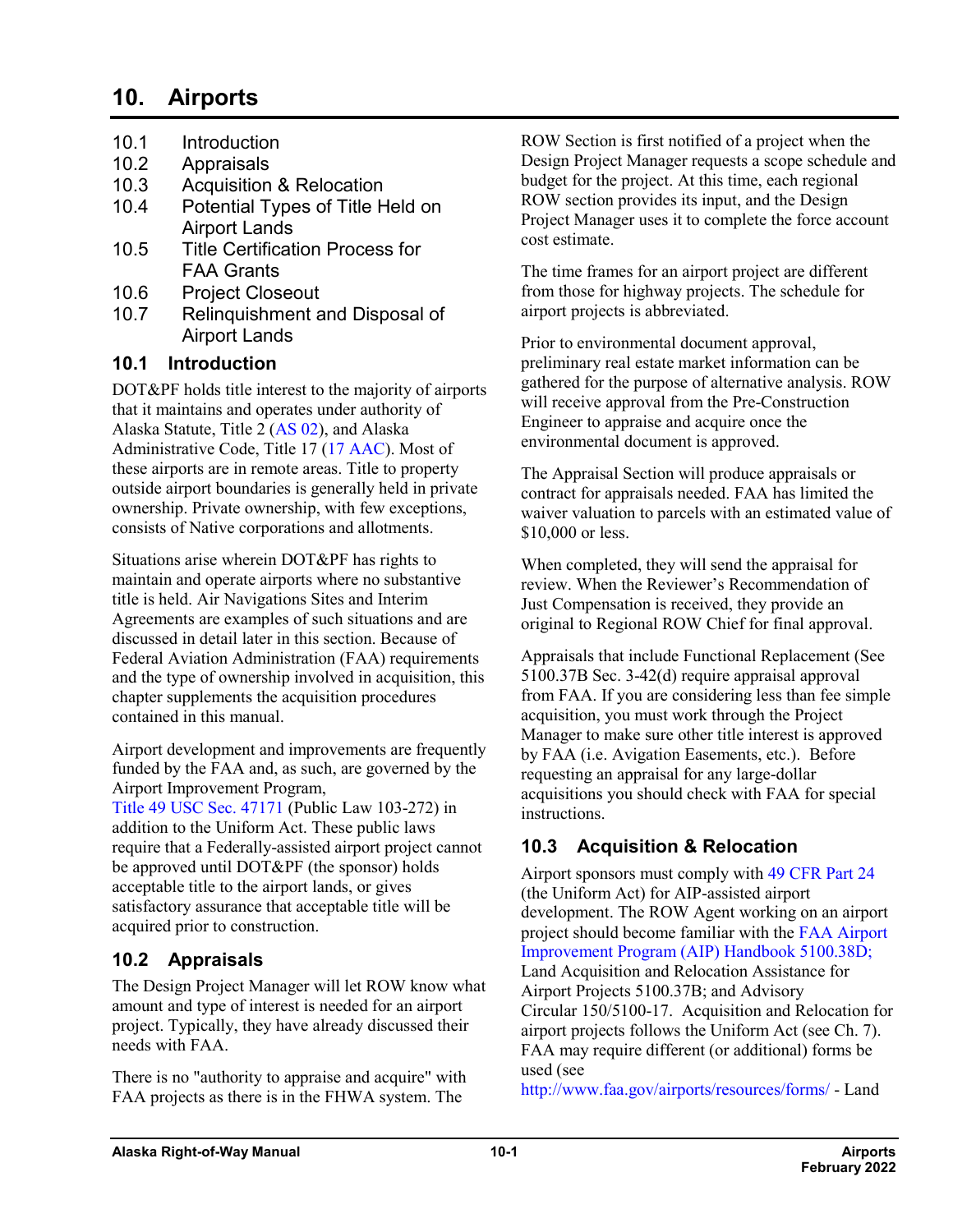# 10. Airports

- 10.1 Introduction
- 10.2 Appraisals
- 10.3 Acquisition & Relocation
- 10.4 Potential Types of Title Held on Airport Lands
- 10.5 Title Certification Process for FAA Grants
- 10.6 Project Closeout
- 10.7 Relinquishment and Disposal of Airport Lands

## 10.1 Introduction

DOT&PF holds title interest to the majority of airports that it maintains and operates under authority of Alaska Statute, Title 2 (AS 02), and Alaska Administrative Code, Title 17 (17 AAC). Most of these airports are in remote areas. Title to property outside airport boundaries is generally held in private ownership. Private ownership, with few exceptions, consists of Native corporations and allotments.

Situations arise wherein DOT&PF has rights to maintain and operate airports where no substantive title is held. Air Navigations Sites and Interim Agreements are examples of such situations and are discussed in detail later in this section. Because of Federal Aviation Administration (FAA) requirements and the type of ownership involved in acquisition, this chapter supplements the acquisition procedures contained in this manual.

Airport development and improvements are frequently funded by the FAA and, as such, are governed by the Airport Improvement Program, Title 49 USC Sec. 47171 (Public Law 103-272) in addition to the Uniform Act. These public laws require that a Federally-assisted airport project cannot be approved until DOT&PF (the sponsor) holds acceptable title to the airport lands, or gives satisfactory assurance that acceptable title will be acquired prior to construction.

## 10.2 Appraisals

The Design Project Manager will let ROW know what amount and type of interest is needed for an airport project. Typically, they have already discussed their needs with FAA.

There is no "authority to appraise and acquire" with FAA projects as there is in the FHWA system. The ROW Section is first notified of a project when the Design Project Manager requests a scope schedule and budget for the project. At this time, each regional ROW section provides its input, and the Design Project Manager uses it to complete the force account cost estimate.

The time frames for an airport project are different from those for highway projects. The schedule for airport projects is abbreviated.

Prior to environmental document approval, preliminary real estate market information can be gathered for the purpose of alternative analysis. ROW will receive approval from the Pre-Construction Engineer to appraise and acquire once the environmental document is approved.

The Appraisal Section will produce appraisals or contract for appraisals needed. FAA has limited the waiver valuation to parcels with an estimated value of $10,000 or less.

When completed, they will send the appraisal for review. When the Reviewer's Recommendation of Just Compensation is received, they provide an original to Regional ROW Chief for final approval.

Appraisals that include Functional Replacement (See 5100.37B Sec. 3-42(d) require appraisal approval from FAA. If you are considering less than fee simple acquisition, you must work through the Project Manager to make sure other title interest is approved by FAA (i.e. Avigation Easements, etc.). Before requesting an appraisal for any large-dollar acquisitions you should check with FAA for special instructions.

## 10.3 Acquisition & Relocation

Airport sponsors must comply with 49 CFR Part 24 (the Uniform Act) for AIP-assisted airport development. The ROW Agent working on an airport project should become familiar with the FAA Airport Improvement Program (AIP) Handbook 5100.38D; Land Acquisition and Relocation Assistance for Airport Projects 5100.37B; and Advisory Circular 150/5100-17. Acquisition and Relocation for airport projects follows the Uniform Act (see Ch. 7). FAA may require different (or additional) forms be used (see http://www.faa.gov/airports/resources/forms/ - Land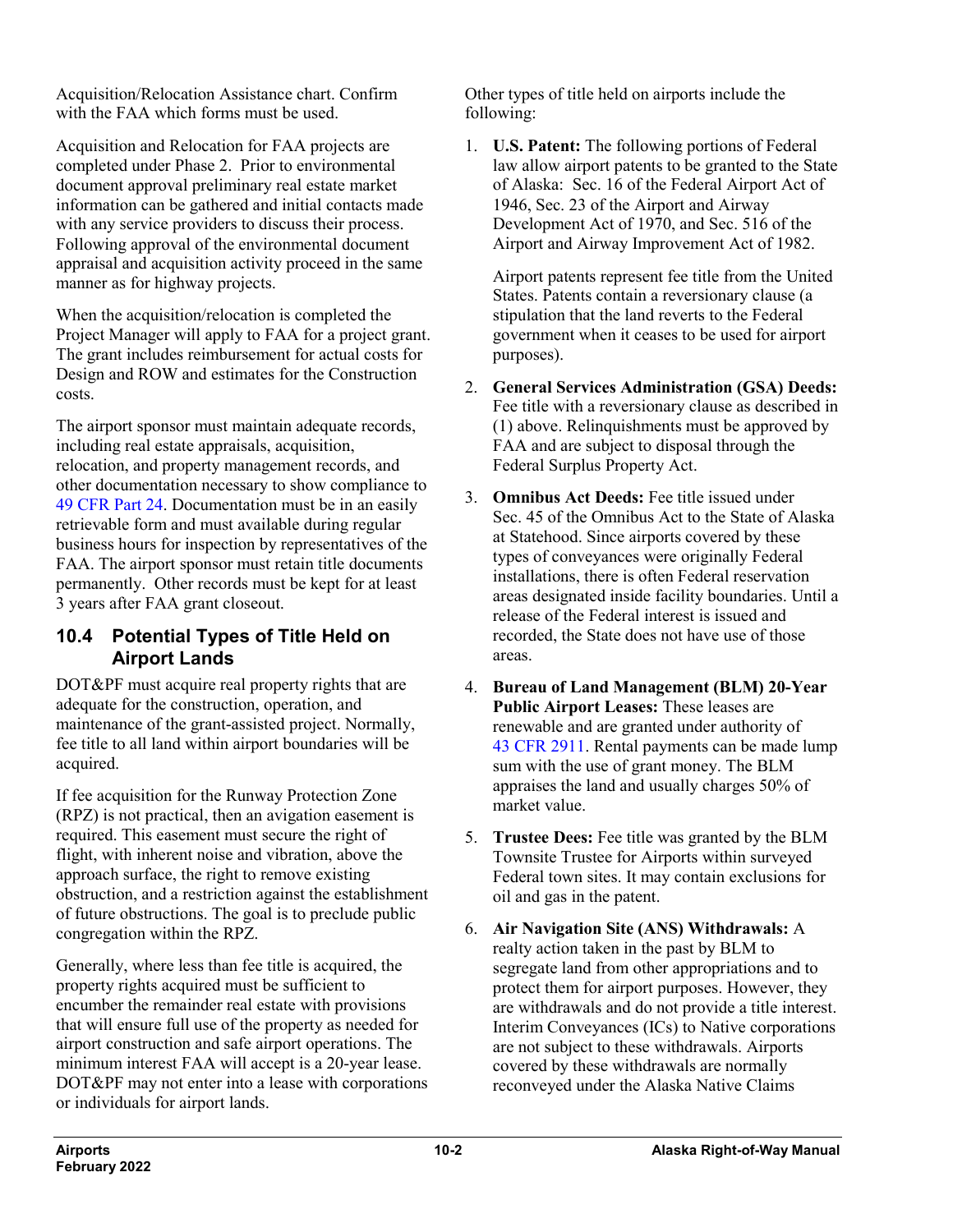Acquisition/Relocation Assistance chart. Confirm with the FAA which forms must be used.

Acquisition and Relocation for FAA projects are completed under Phase 2. Prior to environmental document approval preliminary real estate market information can be gathered and initial contacts made with any service providers to discuss their process. Following approval of the environmental document appraisal and acquisition activity proceed in the same manner as for highway projects.

When the acquisition/relocation is completed the Project Manager will apply to FAA for a project grant. The grant includes reimbursement for actual costs for Design and ROW and estimates for the Construction costs.

The airport sponsor must maintain adequate records, including real estate appraisals, acquisition, relocation, and property management records, and other documentation necessary to show compliance to 49 CFR Part 24. Documentation must be in an easily retrievable form and must available during regular business hours for inspection by representatives of the FAA. The airport sponsor must retain title documents permanently. Other records must be kept for at least 3 years after FAA grant closeout.

## 10.4 Potential Types of Title Held on Airport Lands

DOT&PF must acquire real property rights that are adequate for the construction, operation, and maintenance of the grant-assisted project. Normally, fee title to all land within airport boundaries will be acquired.

If fee acquisition for the Runway Protection Zone (RPZ) is not practical, then an avigation easement is required. This easement must secure the right of flight, with inherent noise and vibration, above the approach surface, the right to remove existing obstruction, and a restriction against the establishment of future obstructions. The goal is to preclude public congregation within the RPZ.

Generally, where less than fee title is acquired, the property rights acquired must be sufficient to encumber the remainder real estate with provisions that will ensure full use of the property as needed for airport construction and safe airport operations. The minimum interest FAA will accept is a 20-year lease. DOT&PF may not enter into a lease with corporations or individuals for airport lands.

Other types of title held on airports include the following:

1. **U.S. Patent:** The following portions of Federal law allow airport patents to be granted to the State of Alaska: Sec. 16 of the Federal Airport Act of 1946, Sec. 23 of the Airport and Airway Development Act of 1970, and Sec. 516 of the Airport and Airway Improvement Act of 1982.

   Airport patents represent fee title from the United States. Patents contain a reversionary clause (a stipulation that the land reverts to the Federal government when it ceases to be used for airport purposes).

2. **General Services Administration (GSA) Deeds:** Fee title with a reversionary clause as described in (1) above. Relinquishments must be approved by FAA and are subject to disposal through the Federal Surplus Property Act.

3. **Omnibus Act Deeds:** Fee title issued under Sec. 45 of the Omnibus Act to the State of Alaska at Statehood. Since airports covered by these types of conveyances were originally Federal installations, there is often Federal reservation areas designated inside facility boundaries. Until a release of the Federal interest is issued and recorded, the State does not have use of those areas.

4. **Bureau of Land Management (BLM) 20-Year Public Airport Leases:** These leases are renewable and are granted under authority of 43 CFR 2911. Rental payments can be made lump sum with the use of grant money. The BLM appraises the land and usually charges 50% of market value.

5. **Trustee Dees:** Fee title was granted by the BLM Townsite Trustee for Airports within surveyed Federal town sites. It may contain exclusions for oil and gas in the patent.

6. **Air Navigation Site (ANS) Withdrawals:** A realty action taken in the past by BLM to segregate land from other appropriations and to protect them for airport purposes. However, they are withdrawals and do not provide a title interest. Interim Conveyances (ICs) to Native corporations are not subject to these withdrawals. Airports covered by these withdrawals are normally reconveyed under the Alaska Native Claims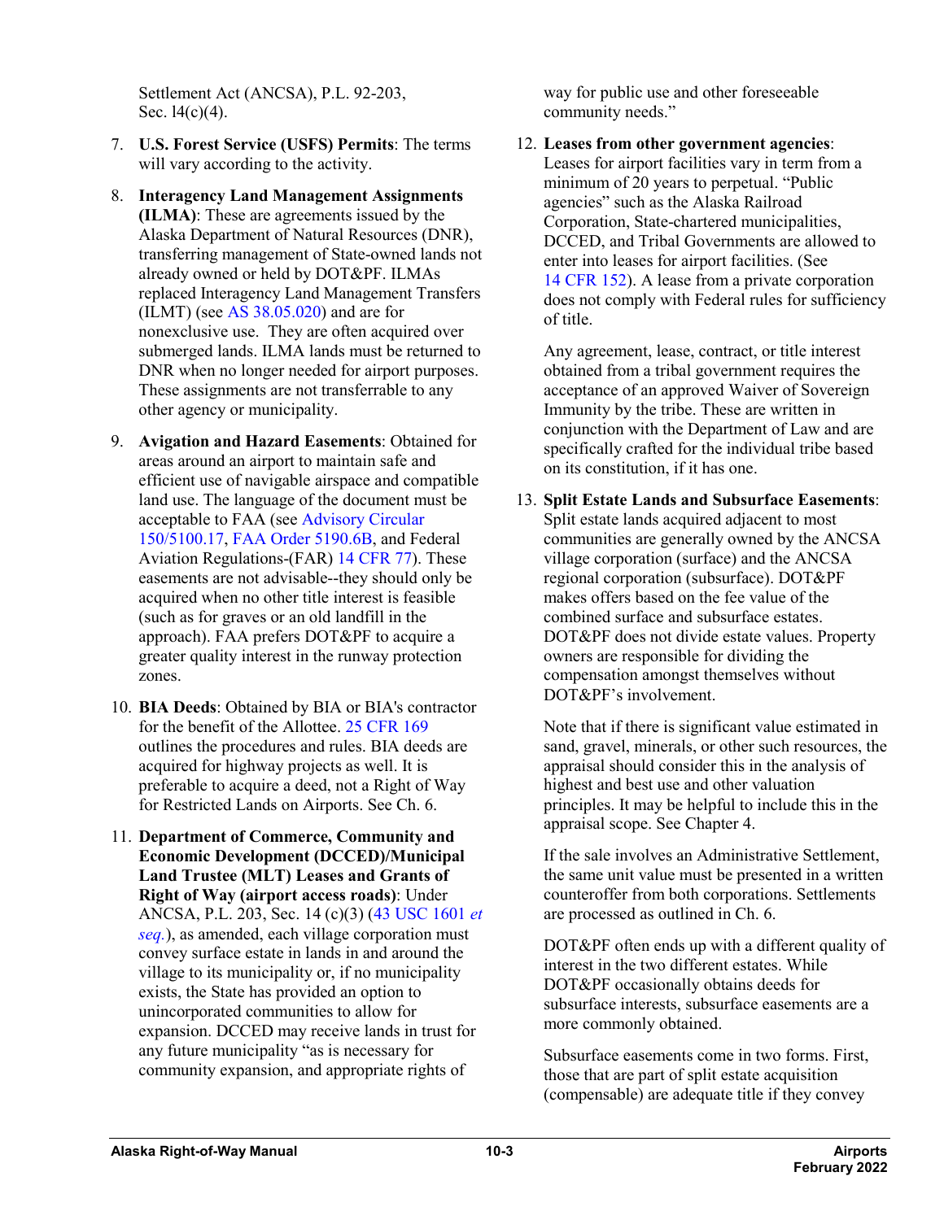Settlement Act (ANCSA), P.L. 92-203, Sec. l4(c)(4).

7. **U.S. Forest Service (USFS) Permits**: The terms will vary according to the activity.

8. **Interagency Land Management Assignments (ILMA)**: These are agreements issued by the Alaska Department of Natural Resources (DNR), transferring management of State-owned lands not already owned or held by DOT&PF. ILMAs replaced Interagency Land Management Transfers (ILMT) (see AS 38.05.020) and are for nonexclusive use. They are often acquired over submerged lands. ILMA lands must be returned to DNR when no longer needed for airport purposes. These assignments are not transferrable to any other agency or municipality.

9. **Avigation and Hazard Easements**: Obtained for areas around an airport to maintain safe and efficient use of navigable airspace and compatible land use. The language of the document must be acceptable to FAA (see Advisory Circular 150/5100.17, FAA Order 5190.6B, and Federal Aviation Regulations-(FAR) 14 CFR 77). These easements are not advisable--they should only be acquired when no other title interest is feasible (such as for graves or an old landfill in the approach). FAA prefers DOT&PF to acquire a greater quality interest in the runway protection zones.

10. **BIA Deeds**: Obtained by BIA or BIA's contractor for the benefit of the Allottee. 25 CFR 169 outlines the procedures and rules. BIA deeds are acquired for highway projects as well. It is preferable to acquire a deed, not a Right of Way for Restricted Lands on Airports. See Ch. 6.

11. **Department of Commerce, Community and Economic Development (DCCED)/Municipal Land Trustee (MLT) Leases and Grants of Right of Way (airport access roads)**: Under ANCSA, P.L. 203, Sec. 14 (c)(3) (43 USC 1601 *et seq.*), as amended, each village corporation must convey surface estate in lands in and around the village to its municipality or, if no municipality exists, the State has provided an option to unincorporated communities to allow for expansion. DCCED may receive lands in trust for any future municipality "as is necessary for community expansion, and appropriate rights of way for public use and other foreseeable community needs."

12. **Leases from other government agencies**: Leases for airport facilities vary in term from a minimum of 20 years to perpetual. "Public agencies" such as the Alaska Railroad Corporation, State-chartered municipalities, DCCED, and Tribal Governments are allowed to enter into leases for airport facilities. (See 14 CFR 152). A lease from a private corporation does not comply with Federal rules for sufficiency of title.

    Any agreement, lease, contract, or title interest obtained from a tribal government requires the acceptance of an approved Waiver of Sovereign Immunity by the tribe. These are written in conjunction with the Department of Law and are specifically crafted for the individual tribe based on its constitution, if it has one.

13. **Split Estate Lands and Subsurface Easements**: Split estate lands acquired adjacent to most communities are generally owned by the ANCSA village corporation (surface) and the ANCSA regional corporation (subsurface). DOT&PF makes offers based on the fee value of the combined surface and subsurface estates. DOT&PF does not divide estate values. Property owners are responsible for dividing the compensation amongst themselves without DOT&PF's involvement.

    Note that if there is significant value estimated in sand, gravel, minerals, or other such resources, the appraisal should consider this in the analysis of highest and best use and other valuation principles. It may be helpful to include this in the appraisal scope. See Chapter 4.

    If the sale involves an Administrative Settlement, the same unit value must be presented in a written counteroffer from both corporations. Settlements are processed as outlined in Ch. 6.

    DOT&PF often ends up with a different quality of interest in the two different estates. While DOT&PF occasionally obtains deeds for subsurface interests, subsurface easements are a more commonly obtained.

    Subsurface easements come in two forms. First, those that are part of split estate acquisition (compensable) are adequate title if they convey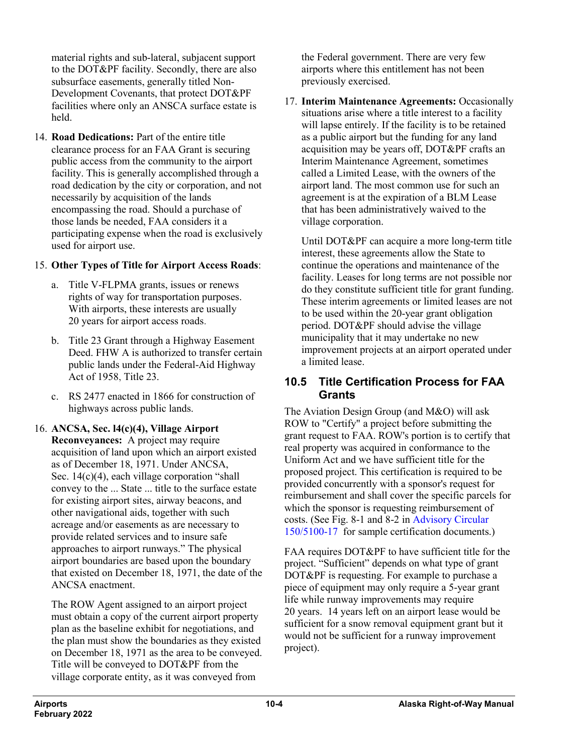material rights and sub-lateral, subjacent support to the DOT&PF facility. Secondly, there are also subsurface easements, generally titled Non-Development Covenants, that protect DOT&PF facilities where only an ANSCA surface estate is held.

14. **Road Dedications:** Part of the entire title clearance process for an FAA Grant is securing public access from the community to the airport facility. This is generally accomplished through a road dedication by the city or corporation, and not necessarily by acquisition of the lands encompassing the road. Should a purchase of those lands be needed, FAA considers it a participating expense when the road is exclusively used for airport use.

15. **Other Types of Title for Airport Access Roads**:

    a. Title V-FLPMA grants, issues or renews rights of way for transportation purposes. With airports, these interests are usually 20 years for airport access roads.

    b. Title 23 Grant through a Highway Easement Deed. FHW A is authorized to transfer certain public lands under the Federal-Aid Highway Act of 1958, Title 23.

    c. RS 2477 enacted in 1866 for construction of highways across public lands.

16. **ANCSA, Sec. l4(c)(4), Village Airport Reconveyances:** A project may require acquisition of land upon which an airport existed as of December 18, 1971. Under ANCSA, Sec. 14(c)(4), each village corporation "shall convey to the ... State ... title to the surface estate for existing airport sites, airway beacons, and other navigational aids, together with such acreage and/or easements as are necessary to provide related services and to insure safe approaches to airport runways." The physical airport boundaries are based upon the boundary that existed on December 18, 1971, the date of the ANCSA enactment.

    The ROW Agent assigned to an airport project must obtain a copy of the current airport property plan as the baseline exhibit for negotiations, and the plan must show the boundaries as they existed on December 18, 1971 as the area to be conveyed. Title will be conveyed to DOT&PF from the village corporate entity, as it was conveyed from the Federal government. There are very few airports where this entitlement has not been previously exercised.

17. **Interim Maintenance Agreements:** Occasionally situations arise where a title interest to a facility will lapse entirely. If the facility is to be retained as a public airport but the funding for any land acquisition may be years off, DOT&PF crafts an Interim Maintenance Agreement, sometimes called a Limited Lease, with the owners of the airport land. The most common use for such an agreement is at the expiration of a BLM Lease that has been administratively waived to the village corporation.

    Until DOT&PF can acquire a more long-term title interest, these agreements allow the State to continue the operations and maintenance of the facility. Leases for long terms are not possible nor do they constitute sufficient title for grant funding. These interim agreements or limited leases are not to be used within the 20-year grant obligation period. DOT&PF should advise the village municipality that it may undertake no new improvement projects at an airport operated under a limited lease.

## 10.5 Title Certification Process for FAA Grants

The Aviation Design Group (and M&O) will ask ROW to "Certify" a project before submitting the grant request to FAA. ROW's portion is to certify that real property was acquired in conformance to the Uniform Act and we have sufficient title for the proposed project. This certification is required to be provided concurrently with a sponsor's request for reimbursement and shall cover the specific parcels for which the sponsor is requesting reimbursement of costs. (See Fig. 8-1 and 8-2 in Advisory Circular 150/5100-17 for sample certification documents.)

FAA requires DOT&PF to have sufficient title for the project. "Sufficient" depends on what type of grant DOT&PF is requesting. For example to purchase a piece of equipment may only require a 5-year grant life while runway improvements may require 20 years. 14 years left on an airport lease would be sufficient for a snow removal equipment grant but it would not be sufficient for a runway improvement project).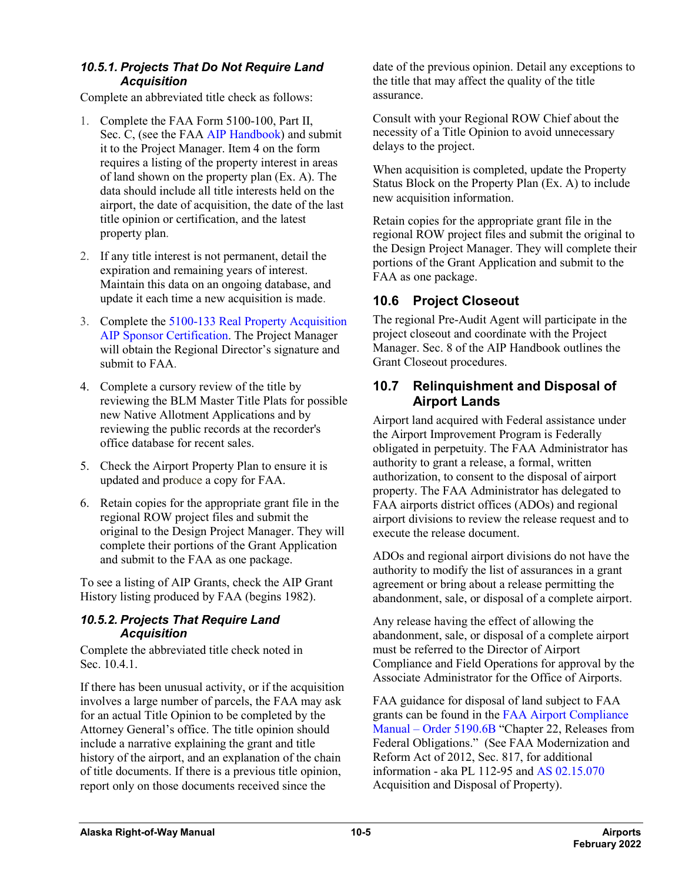#### 10.5.1. Projects That Do Not Require Land Acquisition

Complete an abbreviated title check as follows:

1. Complete the FAA Form 5100-100, Part II, Sec. C, (see the FAA AIP Handbook) and submit it to the Project Manager. Item 4 on the form requires a listing of the property interest in areas of land shown on the property plan (Ex. A). The data should include all title interests held on the airport, the date of acquisition, the date of the last title opinion or certification, and the latest property plan.
2. If any title interest is not permanent, detail the expiration and remaining years of interest. Maintain this data on an ongoing database, and update it each time a new acquisition is made.
3. Complete the 5100-133 Real Property Acquisition AIP Sponsor Certification. The Project Manager will obtain the Regional Director's signature and submit to FAA.
4. Complete a cursory review of the title by reviewing the BLM Master Title Plats for possible new Native Allotment Applications and by reviewing the public records at the recorder's office database for recent sales.
5. Check the Airport Property Plan to ensure it is updated and produce a copy for FAA.
6. Retain copies for the appropriate grant file in the regional ROW project files and submit the original to the Design Project Manager. They will complete their portions of the Grant Application and submit to the FAA as one package.

To see a listing of AIP Grants, check the AIP Grant History listing produced by FAA (begins 1982).

#### 10.5.2. Projects That Require Land Acquisition

Complete the abbreviated title check noted in Sec. 10.4.1.

If there has been unusual activity, or if the acquisition involves a large number of parcels, the FAA may ask for an actual Title Opinion to be completed by the Attorney General's office. The title opinion should include a narrative explaining the grant and title history of the airport, and an explanation of the chain of title documents. If there is a previous title opinion, report only on those documents received since the date of the previous opinion. Detail any exceptions to the title that may affect the quality of the title assurance.

Consult with your Regional ROW Chief about the necessity of a Title Opinion to avoid unnecessary delays to the project.

When acquisition is completed, update the Property Status Block on the Property Plan (Ex. A) to include new acquisition information.

Retain copies for the appropriate grant file in the regional ROW project files and submit the original to the Design Project Manager. They will complete their portions of the Grant Application and submit to the FAA as one package.

## 10.6 Project Closeout

The regional Pre-Audit Agent will participate in the project closeout and coordinate with the Project Manager. Sec. 8 of the AIP Handbook outlines the Grant Closeout procedures.

## 10.7 Relinquishment and Disposal of Airport Lands

Airport land acquired with Federal assistance under the Airport Improvement Program is Federally obligated in perpetuity. The FAA Administrator has authority to grant a release, a formal, written authorization, to consent to the disposal of airport property. The FAA Administrator has delegated to FAA airports district offices (ADOs) and regional airport divisions to review the release request and to execute the release document.

ADOs and regional airport divisions do not have the authority to modify the list of assurances in a grant agreement or bring about a release permitting the abandonment, sale, or disposal of a complete airport.

Any release having the effect of allowing the abandonment, sale, or disposal of a complete airport must be referred to the Director of Airport Compliance and Field Operations for approval by the Associate Administrator for the Office of Airports.

FAA guidance for disposal of land subject to FAA grants can be found in the FAA Airport Compliance Manual – Order 5190.6B "Chapter 22, Releases from Federal Obligations." (See FAA Modernization and Reform Act of 2012, Sec. 817, for additional information - aka PL 112-95 and AS 02.15.070 Acquisition and Disposal of Property).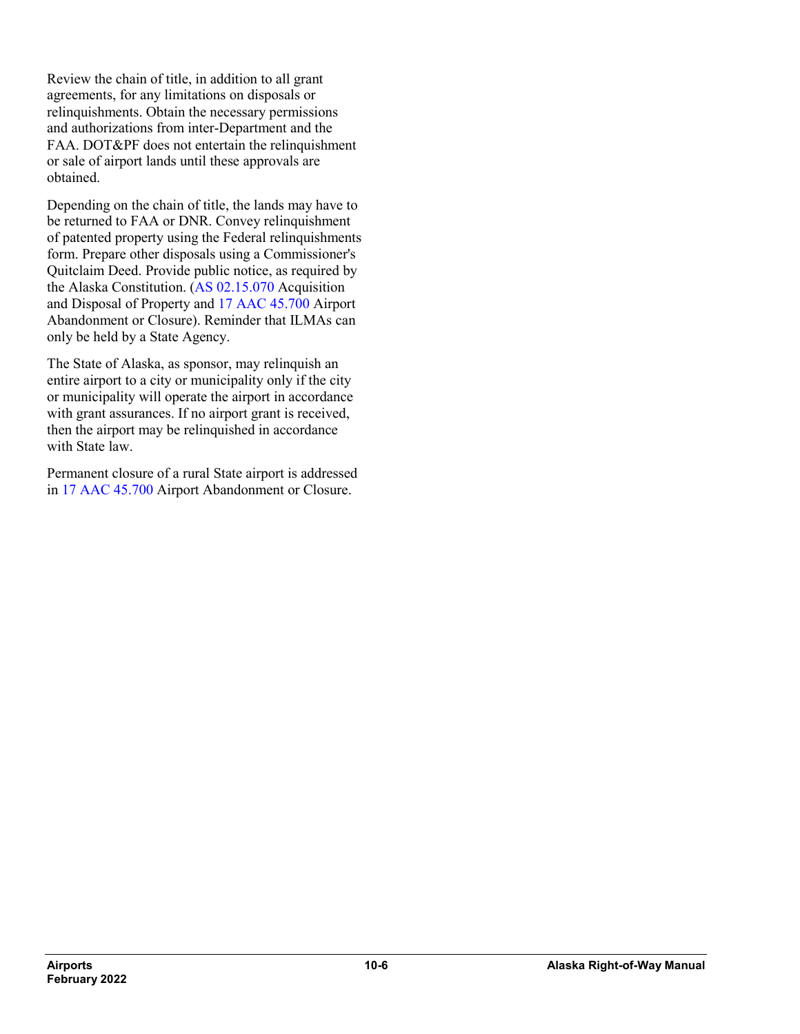Review the chain of title, in addition to all grant agreements, for any limitations on disposals or relinquishments. Obtain the necessary permissions and authorizations from inter-Department and the FAA. DOT&PF does not entertain the relinquishment or sale of airport lands until these approvals are obtained.

Depending on the chain of title, the lands may have to be returned to FAA or DNR. Convey relinquishment of patented property using the Federal relinquishments form. Prepare other disposals using a Commissioner's Quitclaim Deed. Provide public notice, as required by the Alaska Constitution. (AS 02.15.070 Acquisition and Disposal of Property and 17 AAC 45.700 Airport Abandonment or Closure). Reminder that ILMAs can only be held by a State Agency.

The State of Alaska, as sponsor, may relinquish an entire airport to a city or municipality only if the city or municipality will operate the airport in accordance with grant assurances. If no airport grant is received, then the airport may be relinquished in accordance with State law.

Permanent closure of a rural State airport is addressed in 17 AAC 45.700 Airport Abandonment or Closure.